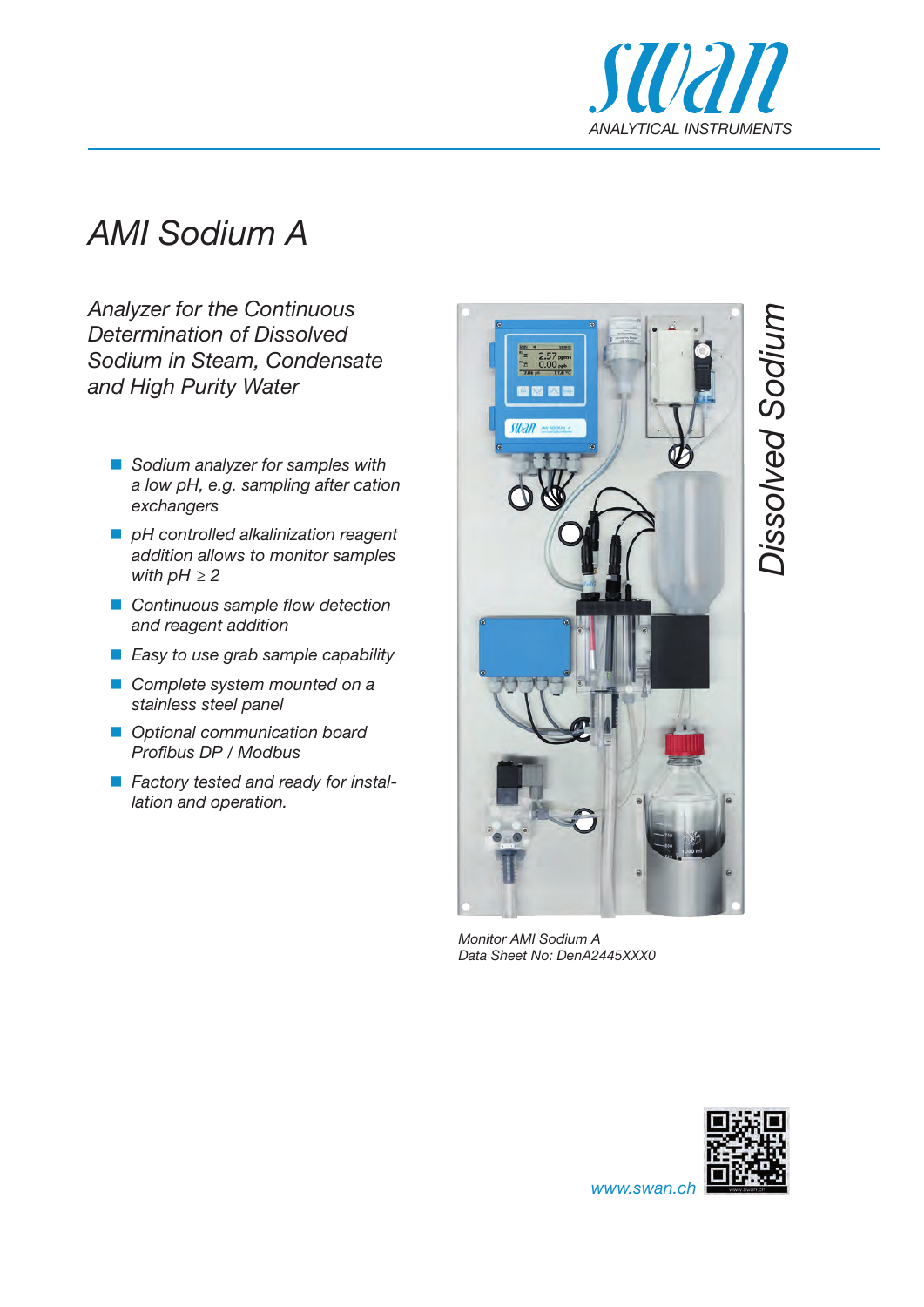# AMI Sodium A

## Analyzer for the Continuous Determination of Dissolved Sodium in Steam, Condensate and High Purity Water

- Sodium analyzer for samples with a low pH, e.g. sampling after cation exchangers
- pH controlled alkalinization reagent addition allows to monitor samples with pH ≥ 2
- Continuous sample flow detection and reagent addition
- Easy to use grab sample capability
- Complete system mounted on a stainless steel panel
- Optional communication board Profibus DP / Modbus
- Factory tested and ready for installation and operation.

Dissolved Sodium

Monitor AMI Sodium A
Data Sheet No: DenA2445XXX0

www.swan.ch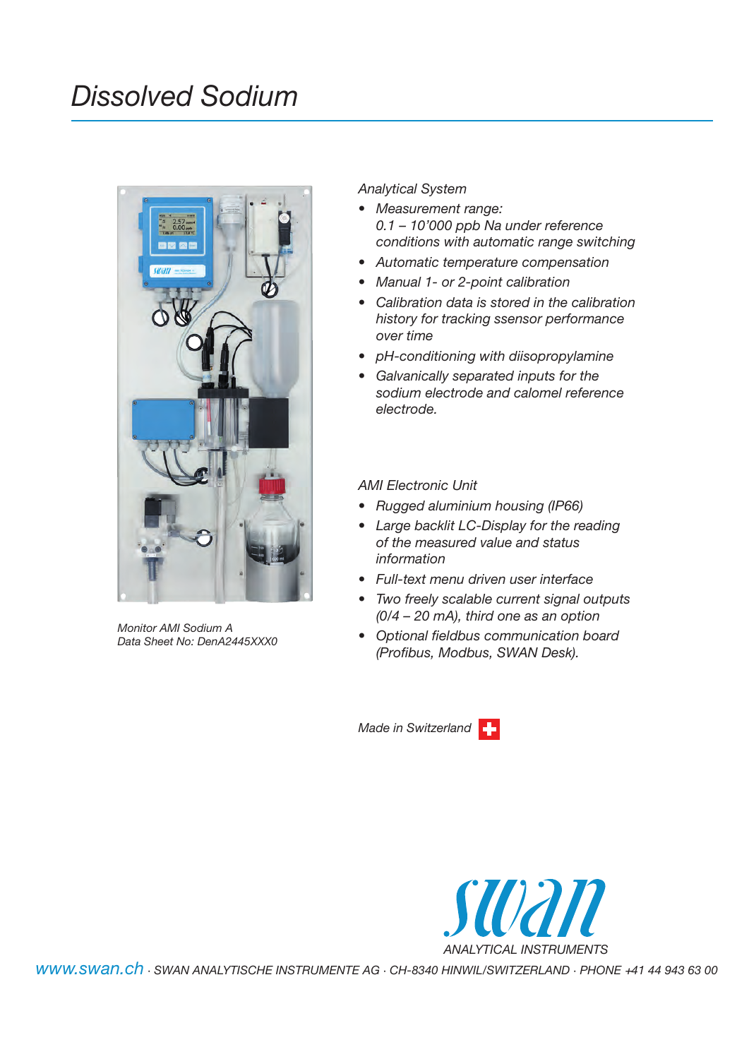# *Dissolved Sodium*

*Monitor AMI Sodium A*
*Data Sheet No: DenA2445XXX0*

*Analytical System*

- *Measurement range:*
  *0.1 – 10'000 ppb Na under reference conditions with automatic range switching*
- *Automatic temperature compensation*
- *Manual 1- or 2-point calibration*
- *Calibration data is stored in the calibration history for tracking ssensor performance over time*
- *pH-conditioning with diisopropylamine*
- *Galvanically separated inputs for the sodium electrode and calomel reference electrode.*

*AMI Electronic Unit*

- *Rugged aluminium housing (IP66)*
- *Large backlit LC-Display for the reading of the measured value and status information*
- *Full-text menu driven user interface*
- *Two freely scalable current signal outputs (0/4 – 20 mA), third one as an option*
- *Optional fieldbus communication board (Profibus, Modbus, SWAN Desk).*

*Made in Switzerland*

swan
ANALYTICAL INSTRUMENTS

www.swan.ch · SWAN ANALYTISCHE INSTRUMENTE AG · CH-8340 HINWIL/SWITZERLAND · PHONE +41 44 943 63 00